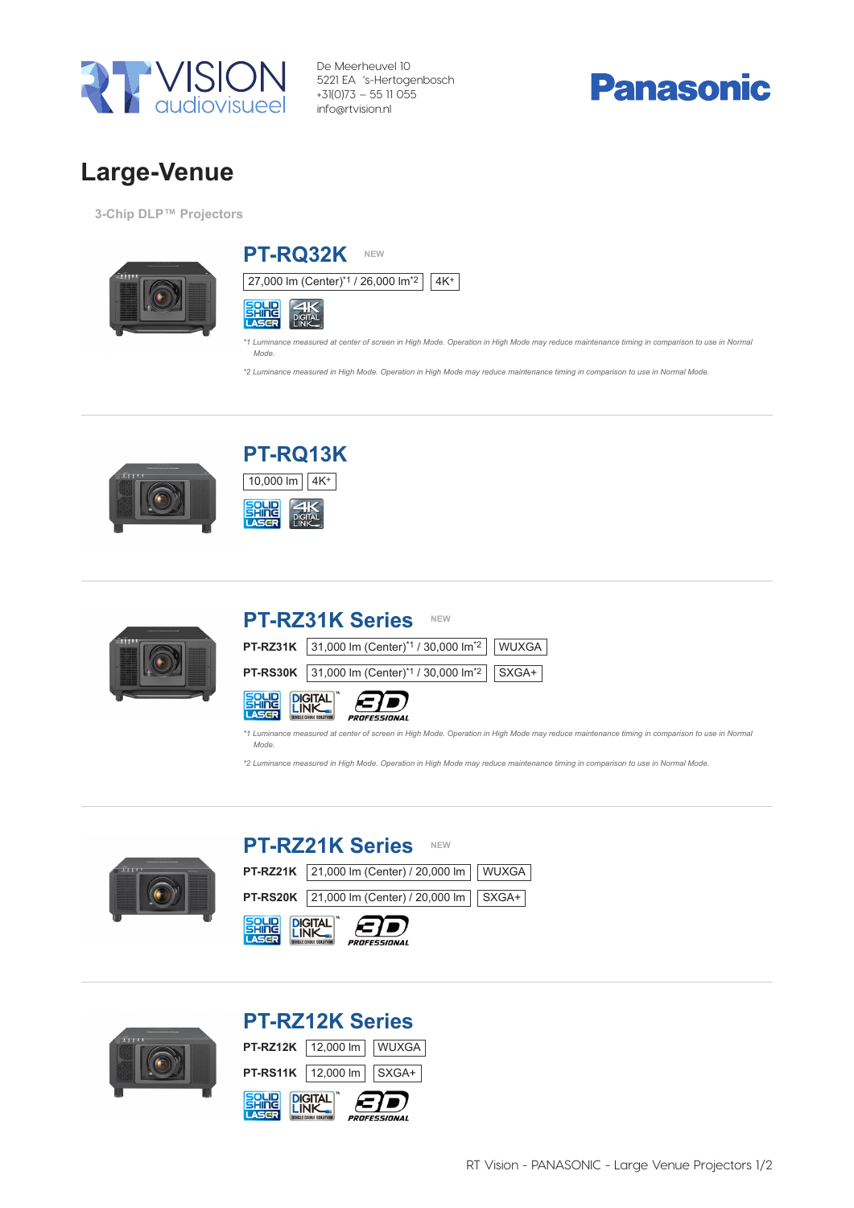RT VISION audiovisueel

De Meerheuvel 10
5221 EA 's-Hertogenbosch
+31(0)73 – 55 11 055
info@rtvision.nl

Panasonic

# Large-Venue

### 3-Chip DLP™ Projectors

## PT-RQ32K NEW

27,000 lm (Center)*1 / 26,000 lm*2 | 4K+

SOLID SHINE LASER | 4K DIGITAL LINK

*1 Luminance measured at center of screen in High Mode. Operation in High Mode may reduce maintenance timing in comparison to use in Normal Mode.

*2 Luminance measured in High Mode. Operation in High Mode may reduce maintenance timing in comparison to use in Normal Mode.

---

## PT-RQ13K

10,000 lm | 4K+

SOLID SHINE LASER | 4K DIGITAL LINK

---

## PT-RZ31K Series NEW

| Model | Brightness | Resolution |
|---|---|---|
| PT-RZ31K | 31,000 lm (Center)*1 / 30,000 lm*2 | WUXGA |
| PT-RS30K | 31,000 lm (Center)*1 / 30,000 lm*2 | SXGA+ |

SOLID SHINE LASER | DIGITAL LINK | 3D PROFESSIONAL

*1 Luminance measured at center of screen in High Mode. Operation in High Mode may reduce maintenance timing in comparison to use in Normal Mode.

*2 Luminance measured in High Mode. Operation in High Mode may reduce maintenance timing in comparison to use in Normal Mode.

---

## PT-RZ21K Series NEW

| Model | Brightness | Resolution |
|---|---|---|
| PT-RZ21K | 21,000 lm (Center) / 20,000 lm | WUXGA |
| PT-RS20K | 21,000 lm (Center) / 20,000 lm | SXGA+ |

SOLID SHINE LASER | DIGITAL LINK | 3D PROFESSIONAL

---

## PT-RZ12K Series

| Model | Brightness | Resolution |
|---|---|---|
| PT-RZ12K | 12,000 lm | WUXGA |
| PT-RS11K | 12,000 lm | SXGA+ |

SOLID SHINE LASER | DIGITAL LINK | 3D PROFESSIONAL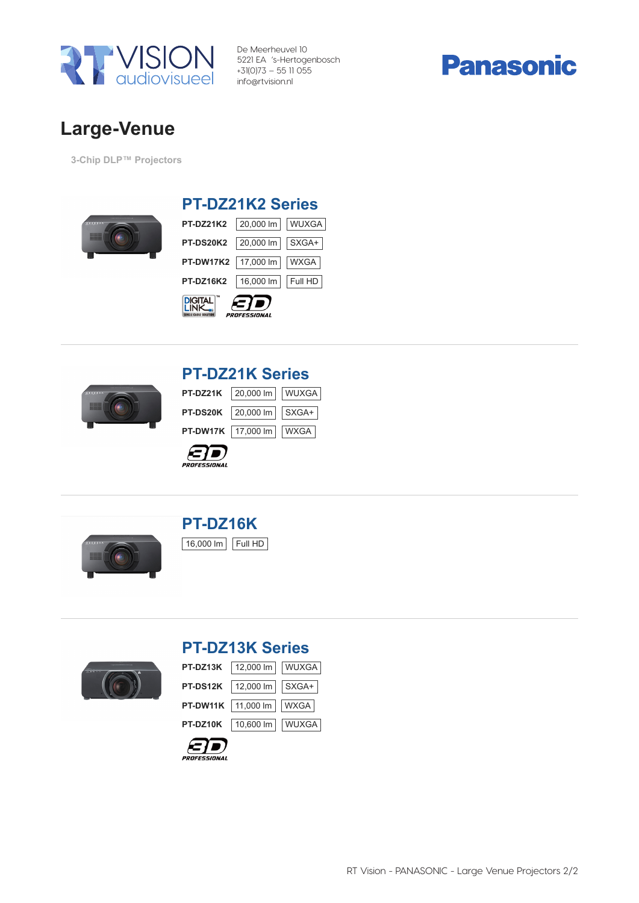RT VISION audiovisueel

De Meerheuvel 10
5221 EA 's-Hertogenbosch
+31(0)73 – 55 11 055
info@rtvision.nl

Panasonic

# Large-Venue

3-Chip DLP™ Projectors

## PT-DZ21K2 Series

| | | |
|---|---|---|
| **PT-DZ21K2** | 20,000 lm | WUXGA |
| **PT-DS20K2** | 20,000 lm | SXGA+ |
| **PT-DW17K2** | 17,000 lm | WXGA |
| **PT-DZ16K2** | 16,000 lm | Full HD |

DIGITAL LINK™ 3D PROFESSIONAL

## PT-DZ21K Series

| | | |
|---|---|---|
| **PT-DZ21K** | 20,000 lm | WUXGA |
| **PT-DS20K** | 20,000 lm | SXGA+ |
| **PT-DW17K** | 17,000 lm | WXGA |

3D PROFESSIONAL

## PT-DZ16K

16,000 lm | Full HD

## PT-DZ13K Series

| | | |
|---|---|---|
| **PT-DZ13K** | 12,000 lm | WUXGA |
| **PT-DS12K** | 12,000 lm | SXGA+ |
| **PT-DW11K** | 11,000 lm | WXGA |
| **PT-DZ10K** | 10,600 lm | WUXGA |

3D PROFESSIONAL